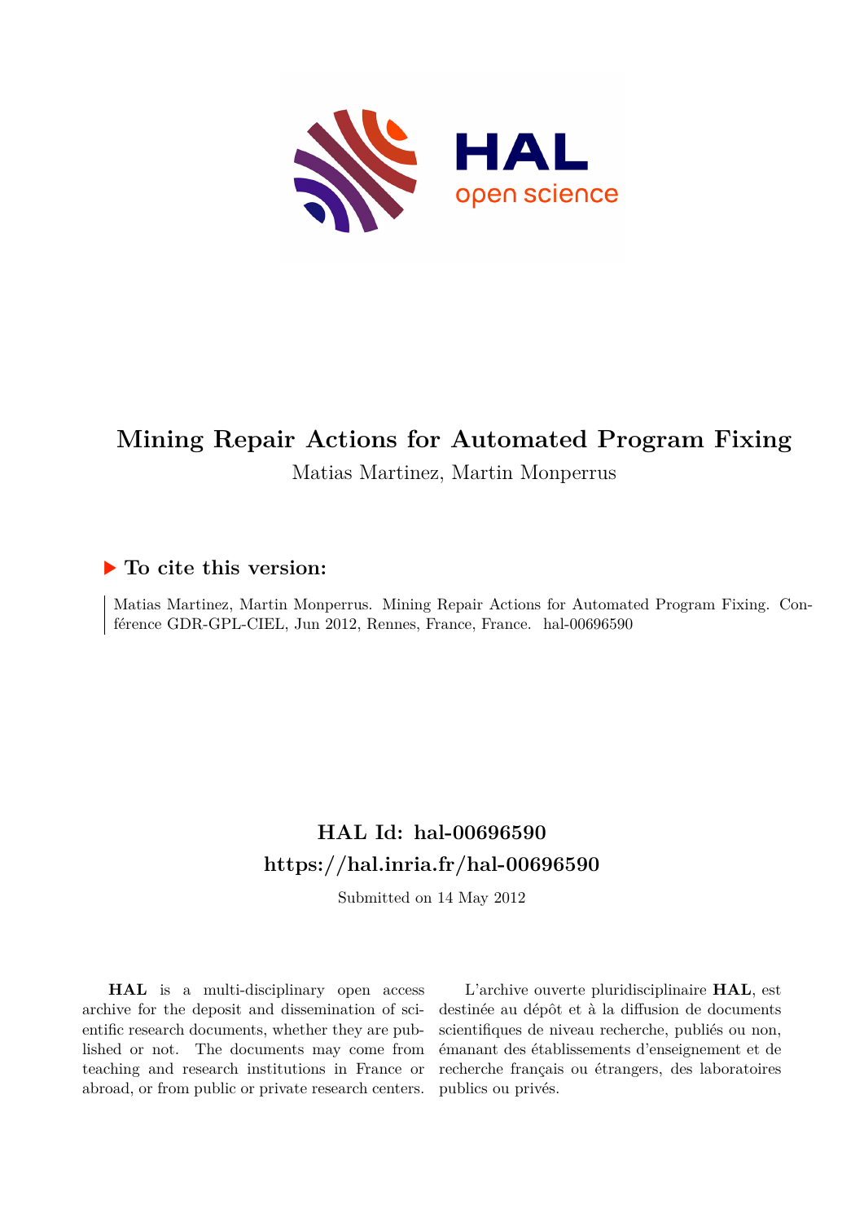# Mining Repair Actions for Automated Program Fixing

Matias Martinez, Martin Monperrus

## ▶ To cite this version:

Matias Martinez, Martin Monperrus. Mining Repair Actions for Automated Program Fixing. Conférence GDR-GPL-CIEL, Jun 2012, Rennes, France, France. hal-00696590

## HAL Id: hal-00696590
## https://hal.inria.fr/hal-00696590

Submitted on 14 May 2012

**HAL** is a multi-disciplinary open access archive for the deposit and dissemination of scientific research documents, whether they are published or not. The documents may come from teaching and research institutions in France or abroad, or from public or private research centers.

L'archive ouverte pluridisciplinaire **HAL**, est destinée au dépôt et à la diffusion de documents scientifiques de niveau recherche, publiés ou non, émanant des établissements d'enseignement et de recherche français ou étrangers, des laboratoires publics ou privés.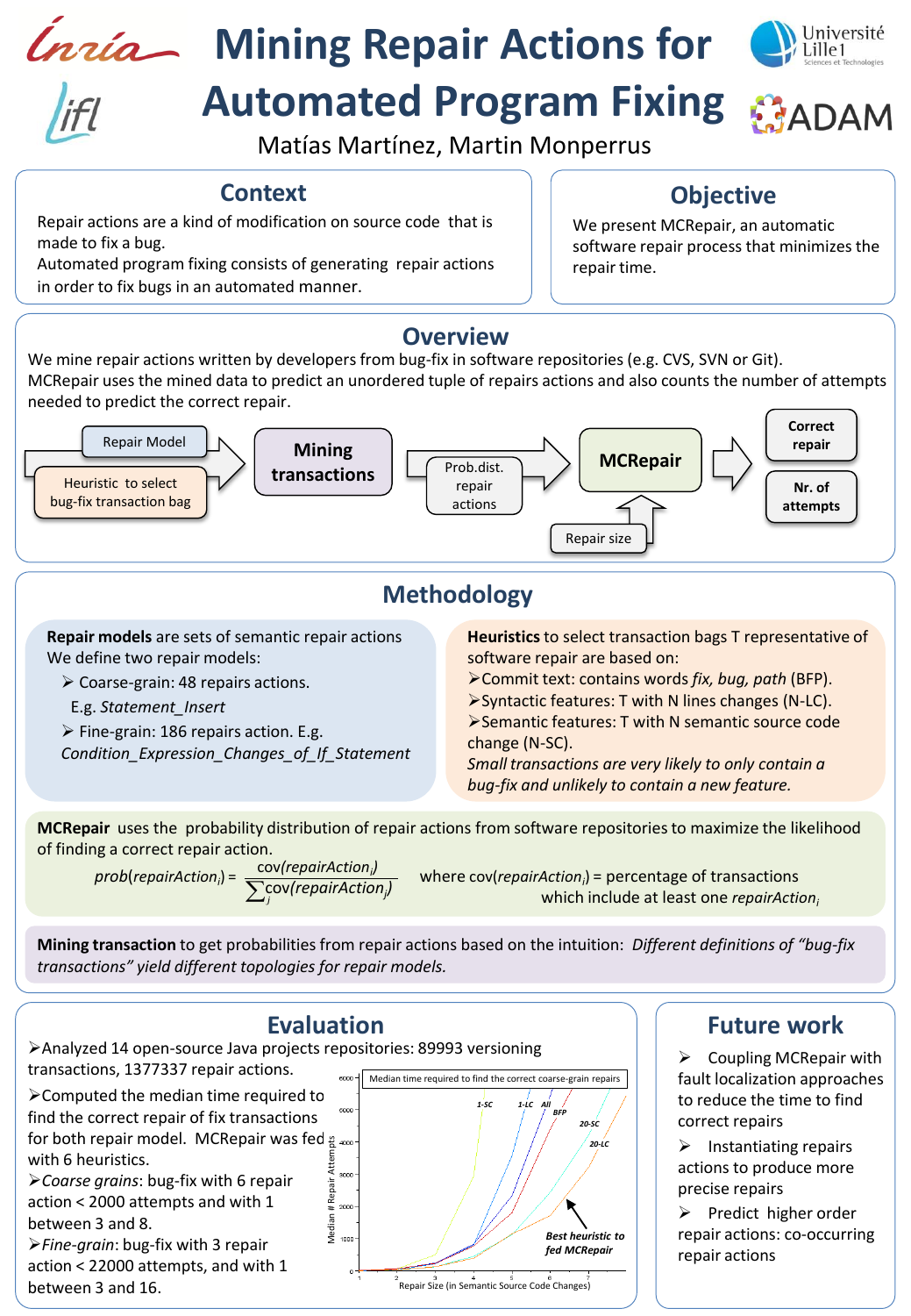# Mining Repair Actions for Automated Program Fixing

Matías Martínez, Martin Monperrus

## Context

Repair actions are a kind of modification on source code that is made to fix a bug.
Automated program fixing consists of generating repair actions in order to fix bugs in an automated manner.

## Objective

We present MCRepair, an automatic software repair process that minimizes the repair time.

## Overview

We mine repair actions written by developers from bug-fix in software repositories (e.g. CVS, SVN or Git).
MCRepair uses the mined data to predict an unordered tuple of repairs actions and also counts the number of attempts needed to predict the correct repair.

Repair Model
Heuristic to select bug-fix transaction bag
Mining transactions
Prob.dist. repair actions
MCRepair
Repair size
Correct repair
Nr. of attempts

## Methodology

**Repair models** are sets of semantic repair actions
We define two repair models:

- Coarse-grain: 48 repairs actions.
  E.g. *Statement_Insert*
- Fine-grain: 186 repairs action. E.g. *Condition_Expression_Changes_of_If_Statement*

**Heuristics** to select transaction bags T representative of software repair are based on:

- Commit text: contains words *fix, bug, path* (BFP).
- Syntactic features: T with N lines changes (N-LC).
- Semantic features: T with N semantic source code change (N-SC).

*Small transactions are very likely to only contain a bug-fix and unlikely to contain a new feature.*

**MCRepair** uses the probability distribution of repair actions from software repositories to maximize the likelihood of finding a correct repair action.

$$prob(repairAction_i) = \frac{cov(repairAction_i)}{\sum_j cov(repairAction_j)}$$

where $cov(repairAction_i)$ = percentage of transactions which include at least one $repairAction_i$

**Mining transaction** to get probabilities from repair actions based on the intuition: *Different definitions of "bug-fix transactions" yield different topologies for repair models.*

## Evaluation

- Analyzed 14 open-source Java projects repositories: 89993 versioning transactions, 1377337 repair actions.
- Computed the median time required to find the correct repair of fix transactions for both repair model. MCRepair was fed with 6 heuristics.
- *Coarse grains*: bug-fix with 6 repair action < 2000 attempts and with 1 between 3 and 8.
- *Fine-grain*: bug-fix with 3 repair action < 22000 attempts, and with 1 between 3 and 16.

Median time required to find the correct coarse-grain repairs
Median # Repair Attempts
Repair Size (in Semantic Source Code Changes)
1-SC, 1-LC, All, BFP, 20-SC, 20-LC
Best heuristic to fed MCRepair

## Future work

- Coupling MCRepair with fault localization approaches to reduce the time to find correct repairs
- Instantiating repairs actions to produce more precise repairs
- Predict higher order repair actions: co-occurring repair actions